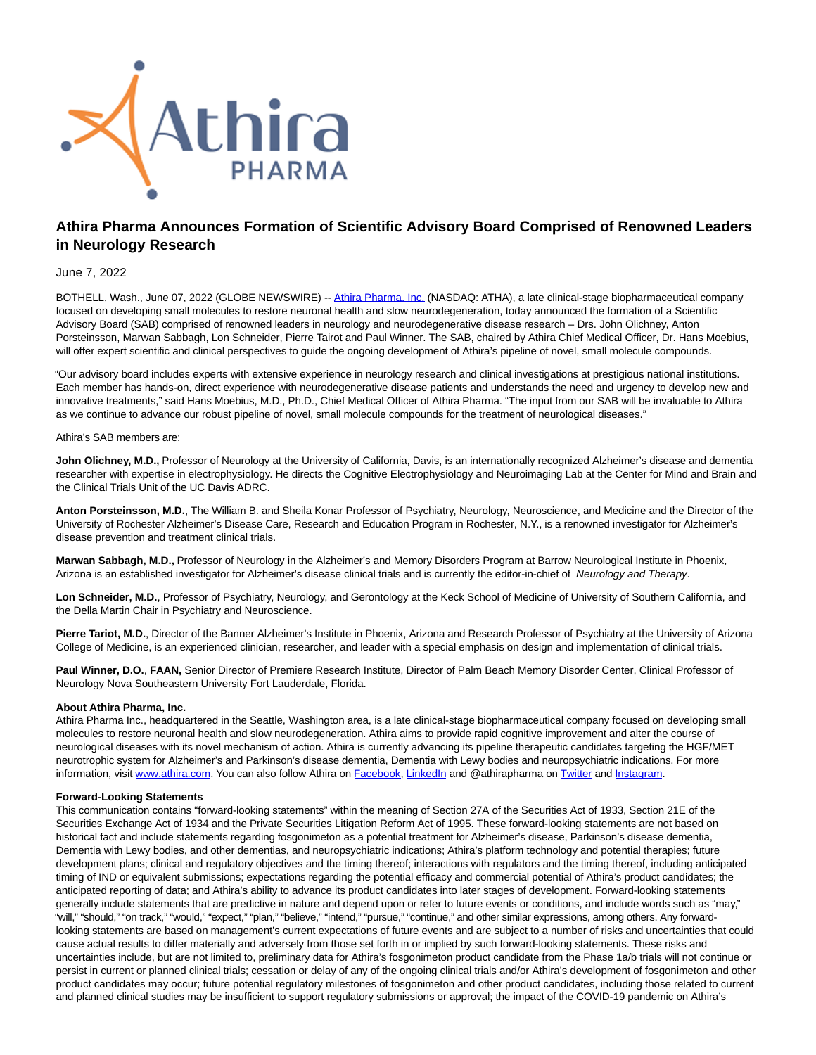# Athira Pharma Announces Formation of Scientific Advisory Board Comprised of Renowned Leaders in Neurology Research

June 7, 2022

BOTHELL, Wash., June 07, 2022 (GLOBE NEWSWIRE) -- Athira Pharma, Inc. (NASDAQ: ATHA), a late clinical-stage biopharmaceutical company focused on developing small molecules to restore neuronal health and slow neurodegeneration, today announced the formation of a Scientific Advisory Board (SAB) comprised of renowned leaders in neurology and neurodegenerative disease research – Drs. John Olichney, Anton Porsteinsson, Marwan Sabbagh, Lon Schneider, Pierre Tairot and Paul Winner. The SAB, chaired by Athira Chief Medical Officer, Dr. Hans Moebius, will offer expert scientific and clinical perspectives to guide the ongoing development of Athira's pipeline of novel, small molecule compounds.

"Our advisory board includes experts with extensive experience in neurology research and clinical investigations at prestigious national institutions. Each member has hands-on, direct experience with neurodegenerative disease patients and understands the need and urgency to develop new and innovative treatments," said Hans Moebius, M.D., Ph.D., Chief Medical Officer of Athira Pharma. "The input from our SAB will be invaluable to Athira as we continue to advance our robust pipeline of novel, small molecule compounds for the treatment of neurological diseases."

Athira's SAB members are:

**John Olichney, M.D.,** Professor of Neurology at the University of California, Davis, is an internationally recognized Alzheimer's disease and dementia researcher with expertise in electrophysiology. He directs the Cognitive Electrophysiology and Neuroimaging Lab at the Center for Mind and Brain and the Clinical Trials Unit of the UC Davis ADRC.

**Anton Porsteinsson, M.D.**, The William B. and Sheila Konar Professor of Psychiatry, Neurology, Neuroscience, and Medicine and the Director of the University of Rochester Alzheimer's Disease Care, Research and Education Program in Rochester, N.Y., is a renowned investigator for Alzheimer's disease prevention and treatment clinical trials.

**Marwan Sabbagh, M.D.,** Professor of Neurology in the Alzheimer's and Memory Disorders Program at Barrow Neurological Institute in Phoenix, Arizona is an established investigator for Alzheimer's disease clinical trials and is currently the editor-in-chief of *Neurology and Therapy*.

**Lon Schneider, M.D.**, Professor of Psychiatry, Neurology, and Gerontology at the Keck School of Medicine of University of Southern California, and the Della Martin Chair in Psychiatry and Neuroscience.

**Pierre Tariot, M.D.**, Director of the Banner Alzheimer's Institute in Phoenix, Arizona and Research Professor of Psychiatry at the University of Arizona College of Medicine, is an experienced clinician, researcher, and leader with a special emphasis on design and implementation of clinical trials.

**Paul Winner, D.O.**, **FAAN,** Senior Director of Premiere Research Institute, Director of Palm Beach Memory Disorder Center, Clinical Professor of Neurology Nova Southeastern University Fort Lauderdale, Florida.

**About Athira Pharma, Inc.**

Athira Pharma Inc., headquartered in the Seattle, Washington area, is a late clinical-stage biopharmaceutical company focused on developing small molecules to restore neuronal health and slow neurodegeneration. Athira aims to provide rapid cognitive improvement and alter the course of neurological diseases with its novel mechanism of action. Athira is currently advancing its pipeline therapeutic candidates targeting the HGF/MET neurotrophic system for Alzheimer's and Parkinson's disease dementia, Dementia with Lewy bodies and neuropsychiatric indications. For more information, visit www.athira.com. You can also follow Athira on Facebook, LinkedIn and @athirapharma on Twitter and Instagram.

**Forward-Looking Statements**

This communication contains "forward-looking statements" within the meaning of Section 27A of the Securities Act of 1933, Section 21E of the Securities Exchange Act of 1934 and the Private Securities Litigation Reform Act of 1995. These forward-looking statements are not based on historical fact and include statements regarding fosgonimeton as a potential treatment for Alzheimer's disease, Parkinson's disease dementia, Dementia with Lewy bodies, and other dementias, and neuropsychiatric indications; Athira's platform technology and potential therapies; future development plans; clinical and regulatory objectives and the timing thereof; interactions with regulators and the timing thereof, including anticipated timing of IND or equivalent submissions; expectations regarding the potential efficacy and commercial potential of Athira's product candidates; the anticipated reporting of data; and Athira's ability to advance its product candidates into later stages of development. Forward-looking statements generally include statements that are predictive in nature and depend upon or refer to future events or conditions, and include words such as "may," "will," "should," "on track," "would," "expect," "plan," "believe," "intend," "pursue," "continue," and other similar expressions, among others. Any forward-looking statements are based on management's current expectations of future events and are subject to a number of risks and uncertainties that could cause actual results to differ materially and adversely from those set forth in or implied by such forward-looking statements. These risks and uncertainties include, but are not limited to, preliminary data for Athira's fosgonimeton product candidate from the Phase 1a/b trials will not continue or persist in current or planned clinical trials; cessation or delay of any of the ongoing clinical trials and/or Athira's development of fosgonimeton and other product candidates may occur; future potential regulatory milestones of fosgonimeton and other product candidates, including those related to current and planned clinical studies may be insufficient to support regulatory submissions or approval; the impact of the COVID-19 pandemic on Athira's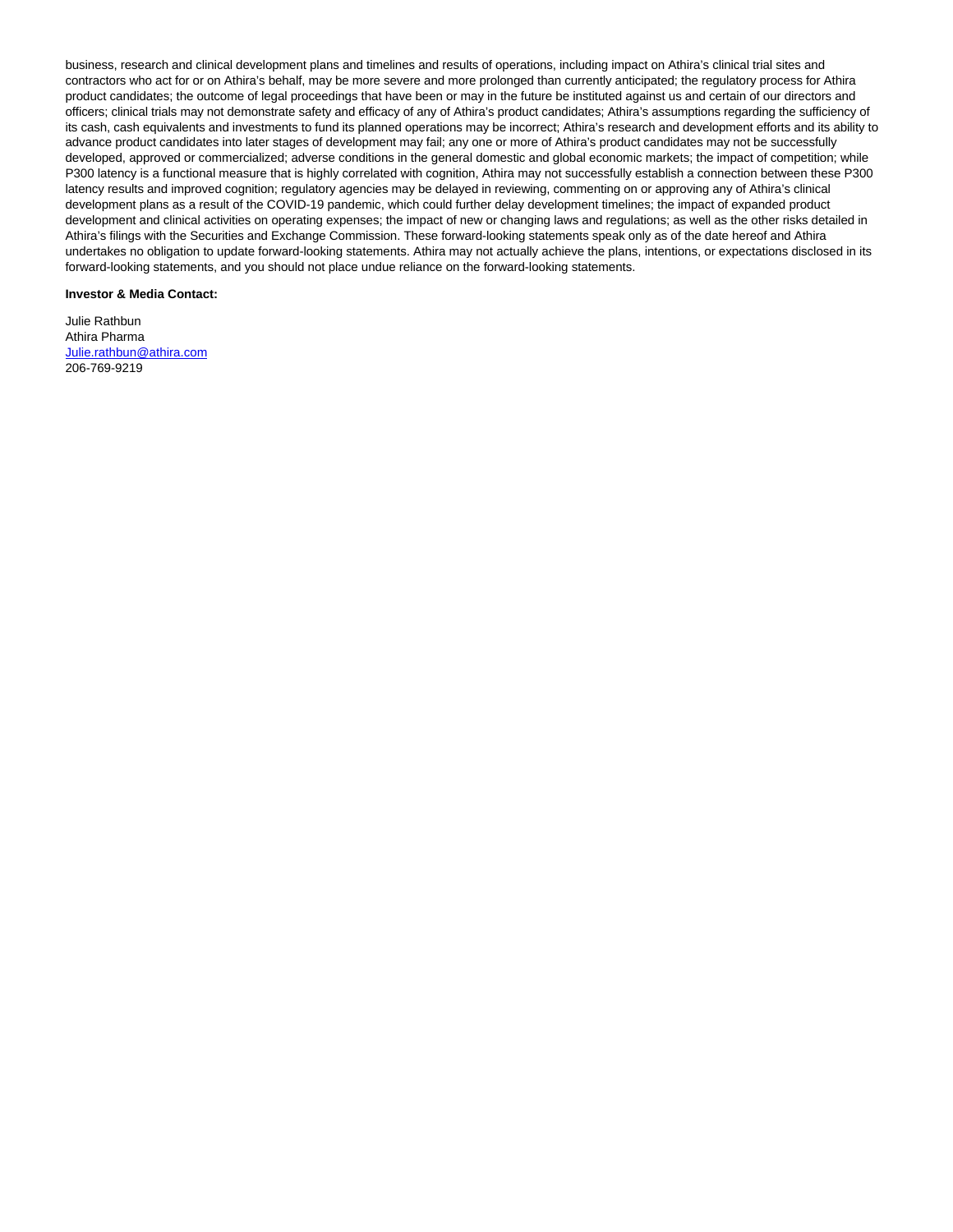business, research and clinical development plans and timelines and results of operations, including impact on Athira's clinical trial sites and contractors who act for or on Athira's behalf, may be more severe and more prolonged than currently anticipated; the regulatory process for Athira product candidates; the outcome of legal proceedings that have been or may in the future be instituted against us and certain of our directors and officers; clinical trials may not demonstrate safety and efficacy of any of Athira's product candidates; Athira's assumptions regarding the sufficiency of its cash, cash equivalents and investments to fund its planned operations may be incorrect; Athira's research and development efforts and its ability to advance product candidates into later stages of development may fail; any one or more of Athira's product candidates may not be successfully developed, approved or commercialized; adverse conditions in the general domestic and global economic markets; the impact of competition; while P300 latency is a functional measure that is highly correlated with cognition, Athira may not successfully establish a connection between these P300 latency results and improved cognition; regulatory agencies may be delayed in reviewing, commenting on or approving any of Athira's clinical development plans as a result of the COVID-19 pandemic, which could further delay development timelines; the impact of expanded product development and clinical activities on operating expenses; the impact of new or changing laws and regulations; as well as the other risks detailed in Athira's filings with the Securities and Exchange Commission. These forward-looking statements speak only as of the date hereof and Athira undertakes no obligation to update forward-looking statements. Athira may not actually achieve the plans, intentions, or expectations disclosed in its forward-looking statements, and you should not place undue reliance on the forward-looking statements.

**Investor & Media Contact:**

Julie Rathbun
Athira Pharma
Julie.rathbun@athira.com
206-769-9219